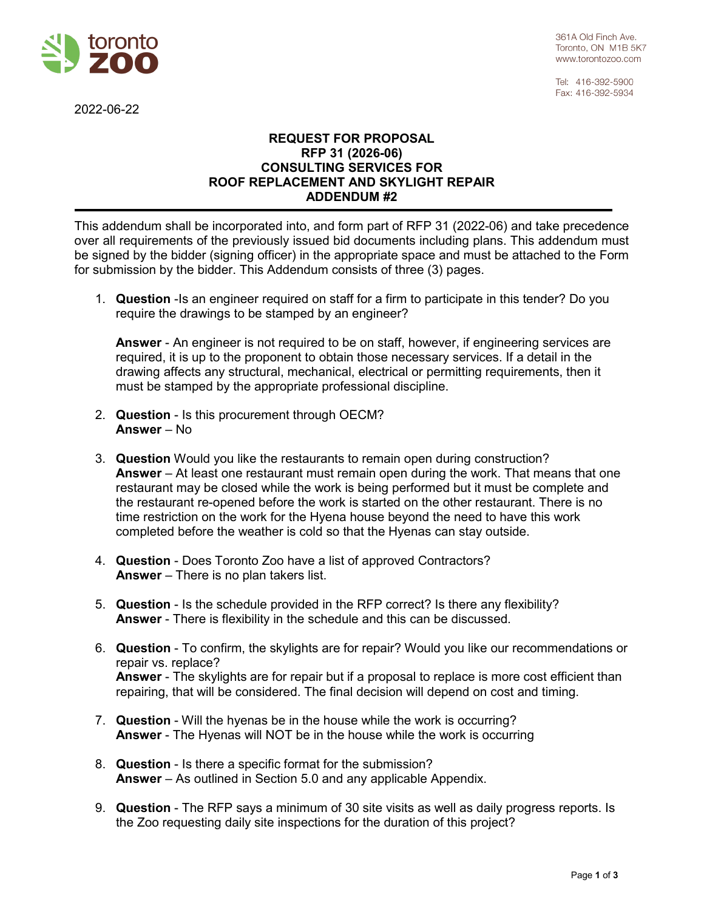toronto zoo

361A Old Finch Ave.
Toronto, ON M1B 5K7
www.torontozoo.com

Tel: 416-392-5900
Fax: 416-392-5934

2022-06-22

**REQUEST FOR PROPOSAL**
**RFP 31 (2026-06)**
**CONSULTING SERVICES FOR**
**ROOF REPLACEMENT AND SKYLIGHT REPAIR**
**ADDENDUM #2**

---

This addendum shall be incorporated into, and form part of RFP 31 (2022-06) and take precedence over all requirements of the previously issued bid documents including plans. This addendum must be signed by the bidder (signing officer) in the appropriate space and must be attached to the Form for submission by the bidder. This Addendum consists of three (3) pages.

1. **Question** -Is an engineer required on staff for a firm to participate in this tender? Do you require the drawings to be stamped by an engineer?

   **Answer** - An engineer is not required to be on staff, however, if engineering services are required, it is up to the proponent to obtain those necessary services. If a detail in the drawing affects any structural, mechanical, electrical or permitting requirements, then it must be stamped by the appropriate professional discipline.

2. **Question** - Is this procurement through OECM?
   **Answer** – No

3. **Question** Would you like the restaurants to remain open during construction?
   **Answer** – At least one restaurant must remain open during the work. That means that one restaurant may be closed while the work is being performed but it must be complete and the restaurant re-opened before the work is started on the other restaurant. There is no time restriction on the work for the Hyena house beyond the need to have this work completed before the weather is cold so that the Hyenas can stay outside.

4. **Question** - Does Toronto Zoo have a list of approved Contractors?
   **Answer** – There is no plan takers list.

5. **Question** - Is the schedule provided in the RFP correct? Is there any flexibility?
   **Answer** - There is flexibility in the schedule and this can be discussed.

6. **Question** - To confirm, the skylights are for repair? Would you like our recommendations or repair vs. replace?
   **Answer** - The skylights are for repair but if a proposal to replace is more cost efficient than repairing, that will be considered. The final decision will depend on cost and timing.

7. **Question** - Will the hyenas be in the house while the work is occurring?
   **Answer** - The Hyenas will NOT be in the house while the work is occurring

8. **Question** - Is there a specific format for the submission?
   **Answer** – As outlined in Section 5.0 and any applicable Appendix.

9. **Question** - The RFP says a minimum of 30 site visits as well as daily progress reports. Is the Zoo requesting daily site inspections for the duration of this project?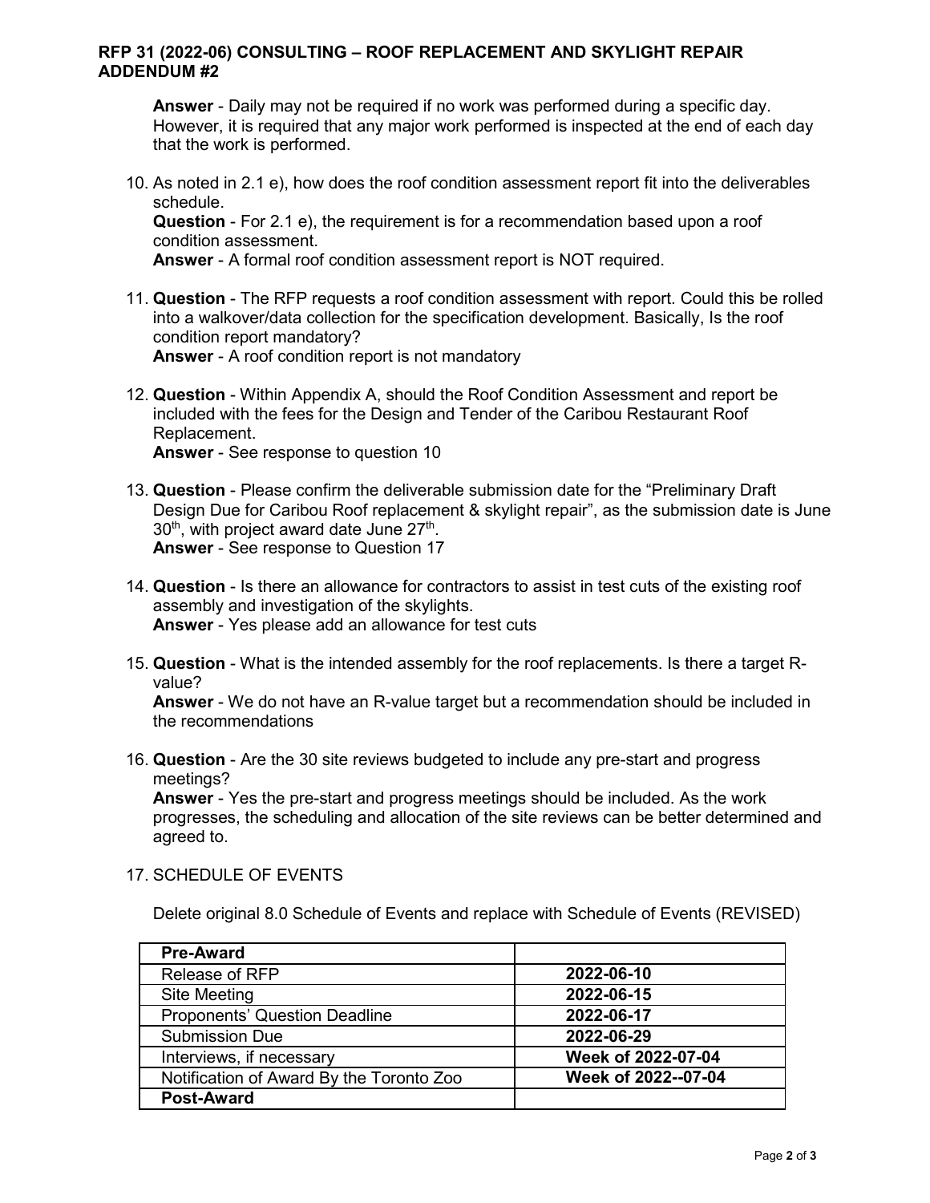**Answer** - Daily may not be required if no work was performed during a specific day. However, it is required that any major work performed is inspected at the end of each day that the work is performed.

10. As noted in 2.1 e), how does the roof condition assessment report fit into the deliverables schedule.
    **Question** - For 2.1 e), the requirement is for a recommendation based upon a roof condition assessment.
    **Answer** - A formal roof condition assessment report is NOT required.

11. **Question** - The RFP requests a roof condition assessment with report. Could this be rolled into a walkover/data collection for the specification development. Basically, Is the roof condition report mandatory?
    **Answer** - A roof condition report is not mandatory

12. **Question** - Within Appendix A, should the Roof Condition Assessment and report be included with the fees for the Design and Tender of the Caribou Restaurant Roof Replacement.
    **Answer** - See response to question 10

13. **Question** - Please confirm the deliverable submission date for the "Preliminary Draft Design Due for Caribou Roof replacement & skylight repair", as the submission date is June 30th, with project award date June 27th.
    **Answer** - See response to Question 17

14. **Question** - Is there an allowance for contractors to assist in test cuts of the existing roof assembly and investigation of the skylights.
    **Answer** - Yes please add an allowance for test cuts

15. **Question** - What is the intended assembly for the roof replacements. Is there a target R-value?
    **Answer** - We do not have an R-value target but a recommendation should be included in the recommendations

16. **Question** - Are the 30 site reviews budgeted to include any pre-start and progress meetings?
    **Answer** - Yes the pre-start and progress meetings should be included. As the work progresses, the scheduling and allocation of the site reviews can be better determined and agreed to.

17. SCHEDULE OF EVENTS

    Delete original 8.0 Schedule of Events and replace with Schedule of Events (REVISED)

| **Pre-Award** | |
|---|---|
| Release of RFP | **2022-06-10** |
| Site Meeting | **2022-06-15** |
| Proponents' Question Deadline | **2022-06-17** |
| Submission Due | **2022-06-29** |
| Interviews, if necessary | **Week of 2022-07-04** |
| Notification of Award By the Toronto Zoo | **Week of 2022--07-04** |
| **Post-Award** | |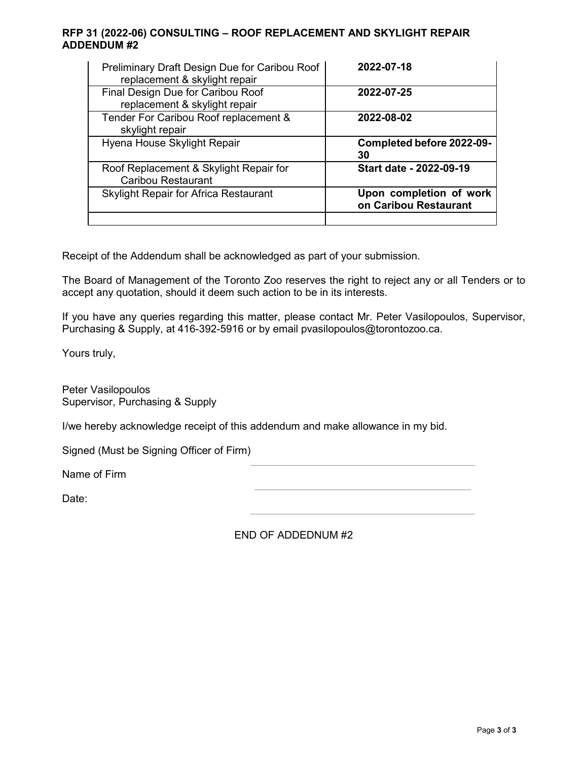| | |
|---|---|
| Preliminary Draft Design Due for Caribou Roof replacement & skylight repair | **2022-07-18** |
| Final Design Due for Caribou Roof replacement & skylight repair | **2022-07-25** |
| Tender For Caribou Roof replacement & skylight repair | **2022-08-02** |
| Hyena House Skylight Repair | **Completed before 2022-09-30** |
| Roof Replacement & Skylight Repair for Caribou Restaurant | **Start date - 2022-09-19** |
| Skylight Repair for Africa Restaurant | **Upon completion of work on Caribou Restaurant** |
| | |

Receipt of the Addendum shall be acknowledged as part of your submission.

The Board of Management of the Toronto Zoo reserves the right to reject any or all Tenders or to accept any quotation, should it deem such action to be in its interests.

If you have any queries regarding this matter, please contact Mr. Peter Vasilopoulos, Supervisor, Purchasing & Supply, at 416-392-5916 or by email pvasilopoulos@torontozoo.ca.

Yours truly,

Peter Vasilopoulos
Supervisor, Purchasing & Supply

I/we hereby acknowledge receipt of this addendum and make allowance in my bid.

Signed (Must be Signing Officer of Firm) ______________________

Name of Firm ______________________

Date: ______________________

END OF ADDEDNUM #2